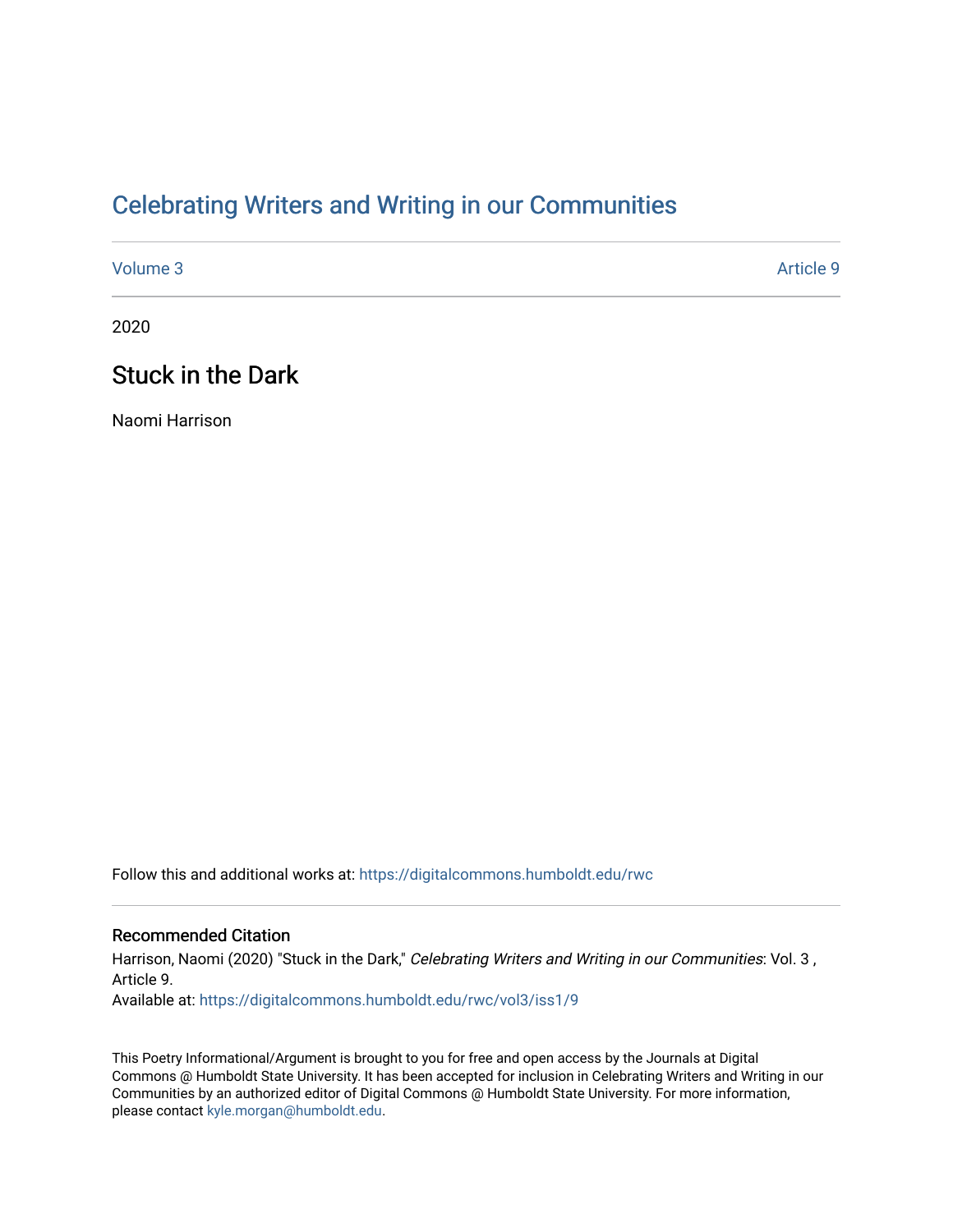# Celebrating Writers and Writing in our Communities

Volume 3 | Article 9

2020

## Stuck in the Dark

Naomi Harrison

Follow this and additional works at: https://digitalcommons.humboldt.edu/rwc

### Recommended Citation

Harrison, Naomi (2020) "Stuck in the Dark," *Celebrating Writers and Writing in our Communities*: Vol. 3 , Article 9.
Available at: https://digitalcommons.humboldt.edu/rwc/vol3/iss1/9

This Poetry Informational/Argument is brought to you for free and open access by the Journals at Digital Commons @ Humboldt State University. It has been accepted for inclusion in Celebrating Writers and Writing in our Communities by an authorized editor of Digital Commons @ Humboldt State University. For more information, please contact kyle.morgan@humboldt.edu.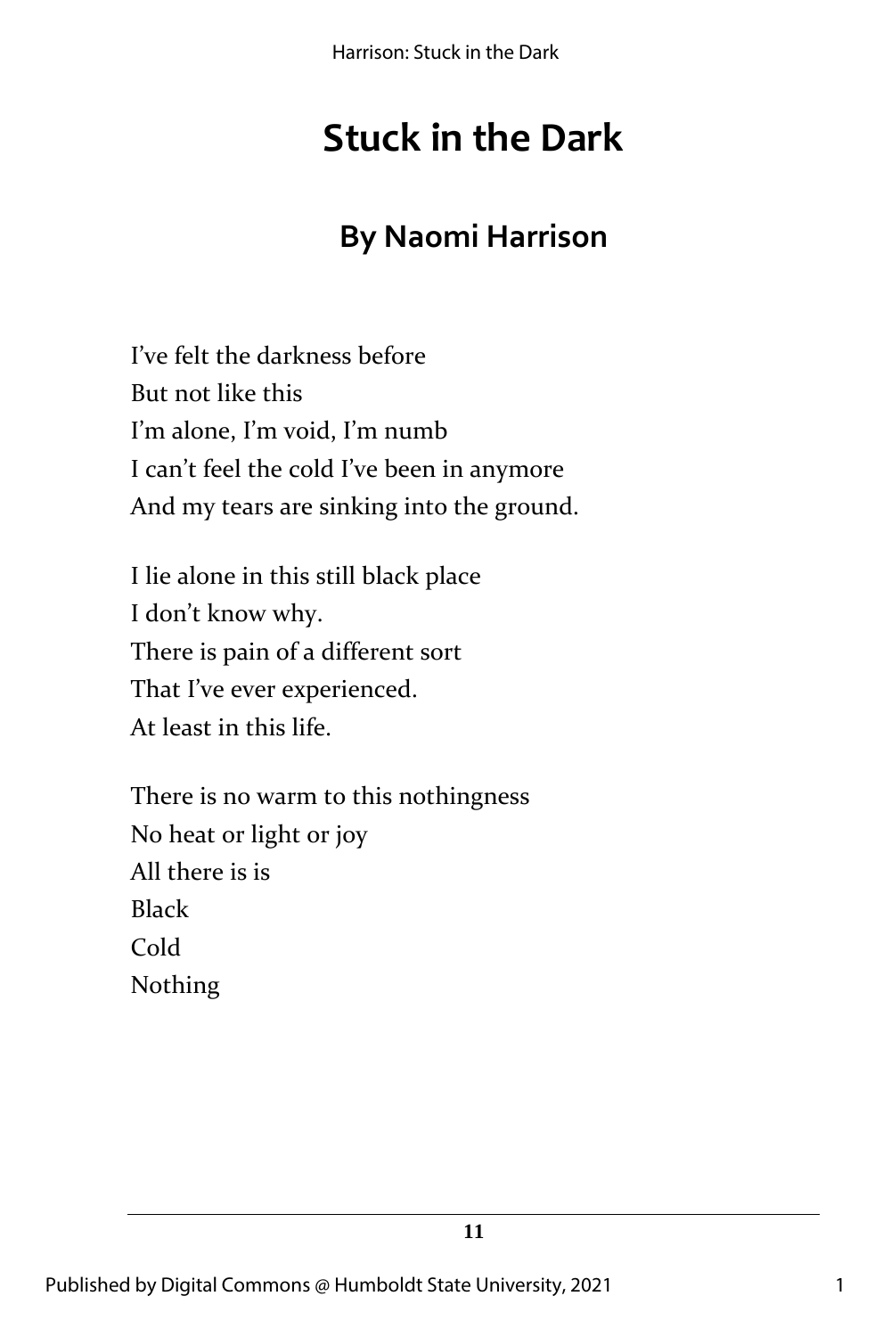# Stuck in the Dark

## By Naomi Harrison

I've felt the darkness before  
But not like this  
I'm alone, I'm void, I'm numb  
I can't feel the cold I've been in anymore  
And my tears are sinking into the ground.

I lie alone in this still black place  
I don't know why.  
There is pain of a different sort  
That I've ever experienced.  
At least in this life.

There is no warm to this nothingness  
No heat or light or joy  
All there is is  
Black  
Cold  
Nothing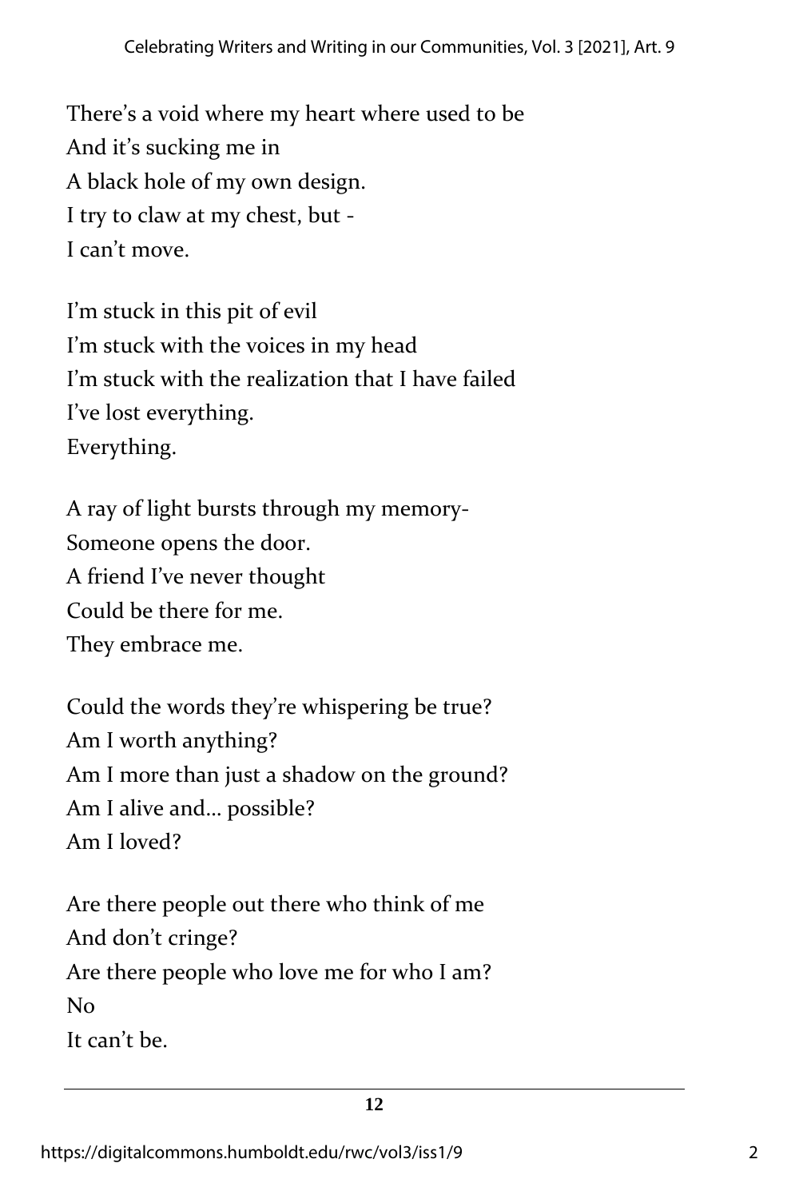There's a void where my heart where used to be  
And it's sucking me in  
A black hole of my own design.  
I try to claw at my chest, but -  
I can't move.

I'm stuck in this pit of evil  
I'm stuck with the voices in my head  
I'm stuck with the realization that I have failed  
I've lost everything.  
Everything.

A ray of light bursts through my memory-  
Someone opens the door.  
A friend I've never thought  
Could be there for me.  
They embrace me.

Could the words they're whispering be true?  
Am I worth anything?  
Am I more than just a shadow on the ground?  
Am I alive and... possible?  
Am I loved?

Are there people out there who think of me  
And don't cringe?  
Are there people who love me for who I am?  
No  
It can't be.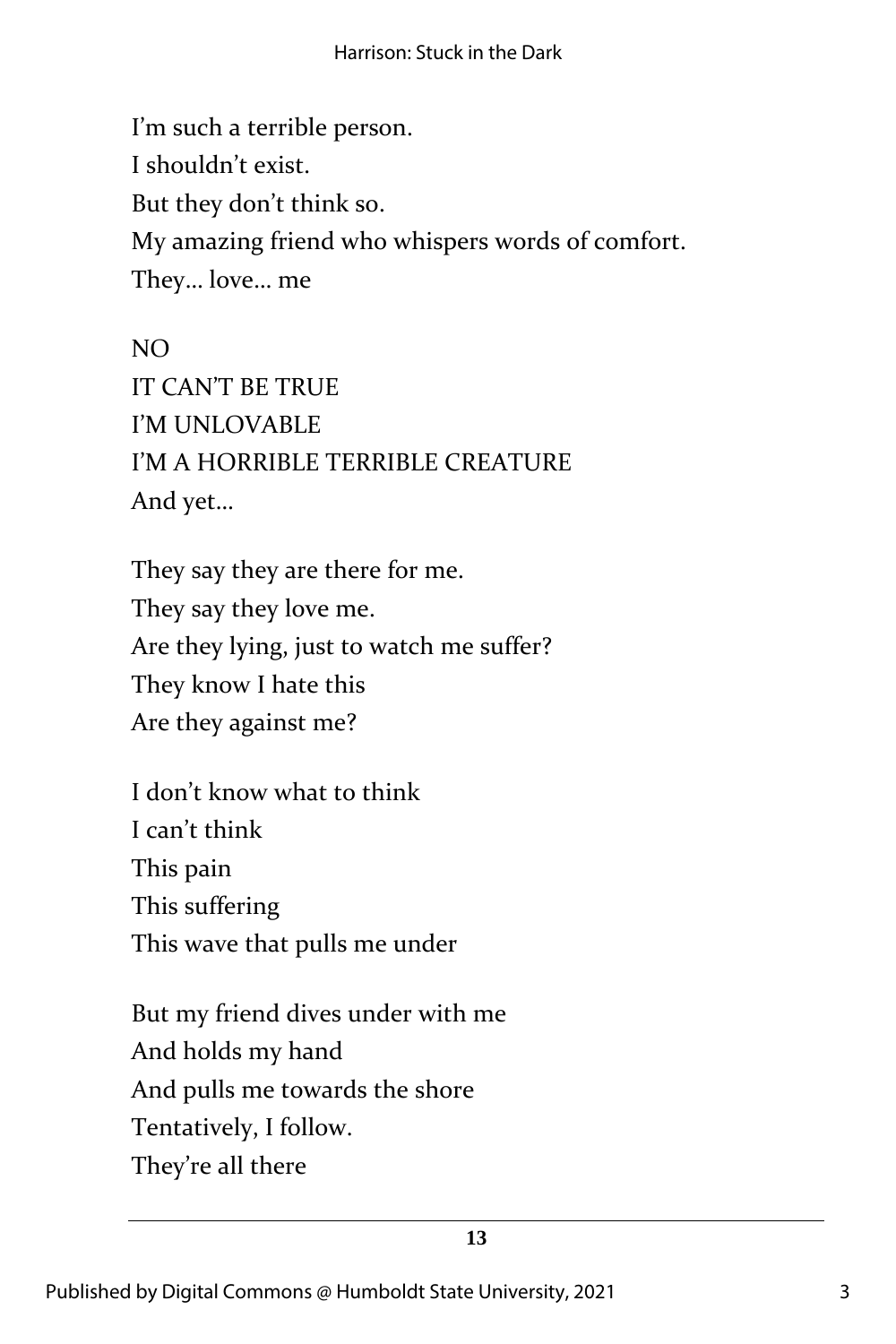I'm such a terrible person.  
I shouldn't exist.  
But they don't think so.  
My amazing friend who whispers words of comfort.  
They… love… me

NO  
IT CAN'T BE TRUE  
I'M UNLOVABLE  
I'M A HORRIBLE TERRIBLE CREATURE  
And yet…

They say they are there for me.  
They say they love me.  
Are they lying, just to watch me suffer?  
They know I hate this  
Are they against me?

I don't know what to think  
I can't think  
This pain  
This suffering  
This wave that pulls me under

But my friend dives under with me  
And holds my hand  
And pulls me towards the shore  
Tentatively, I follow.  
They're all there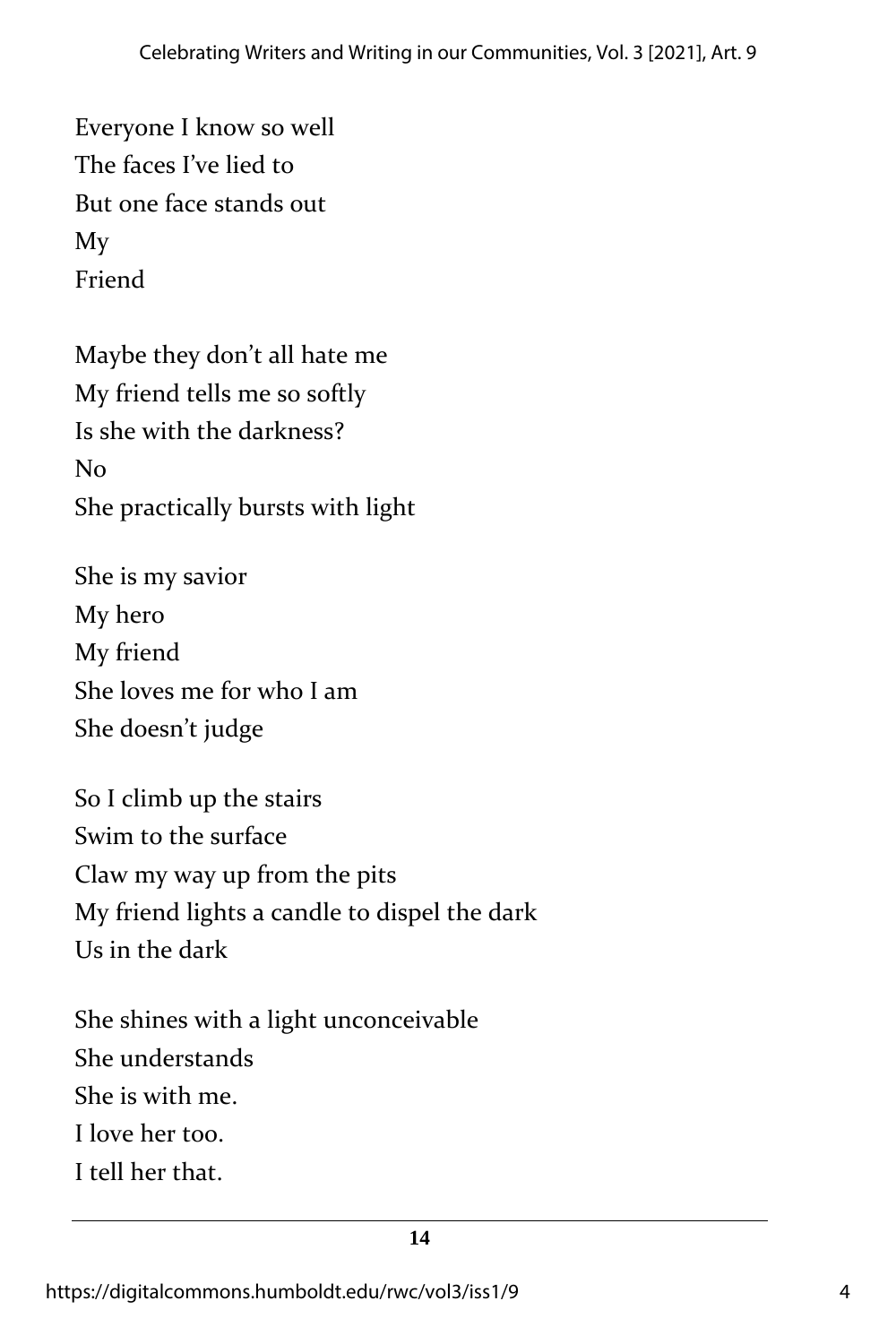Everyone I know so well
The faces I've lied to
But one face stands out
My
Friend

Maybe they don't all hate me
My friend tells me so softly
Is she with the darkness?
No
She practically bursts with light

She is my savior
My hero
My friend
She loves me for who I am
She doesn't judge

So I climb up the stairs
Swim to the surface
Claw my way up from the pits
My friend lights a candle to dispel the dark
Us in the dark

She shines with a light unconceivable
She understands
She is with me.
I love her too.
I tell her that.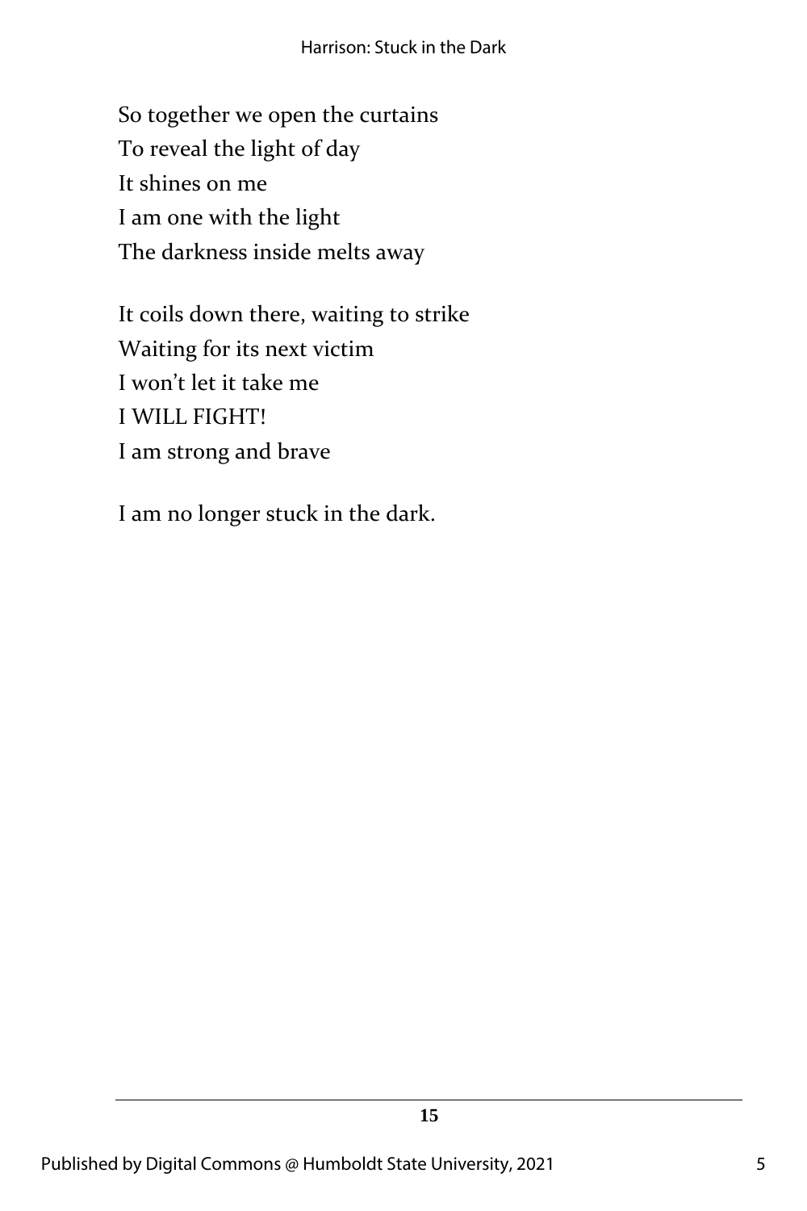So together we open the curtains  
To reveal the light of day  
It shines on me  
I am one with the light  
The darkness inside melts away

It coils down there, waiting to strike  
Waiting for its next victim  
I won't let it take me  
I WILL FIGHT!  
I am strong and brave

I am no longer stuck in the dark.